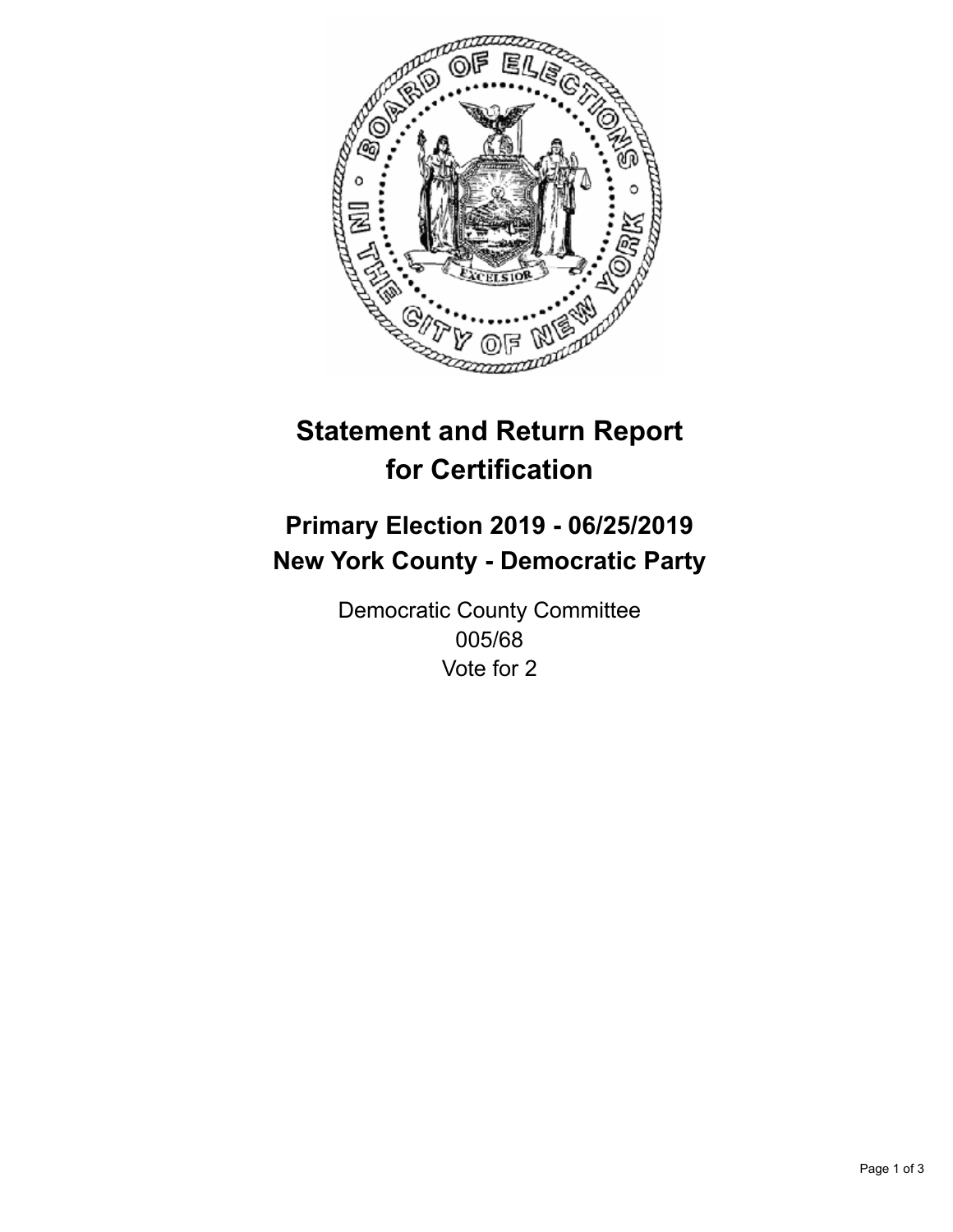# Statement and Return Report for Certification

## Primary Election 2019 - 06/25/2019
## New York County - Democratic Party

Democratic County Committee
005/68
Vote for 2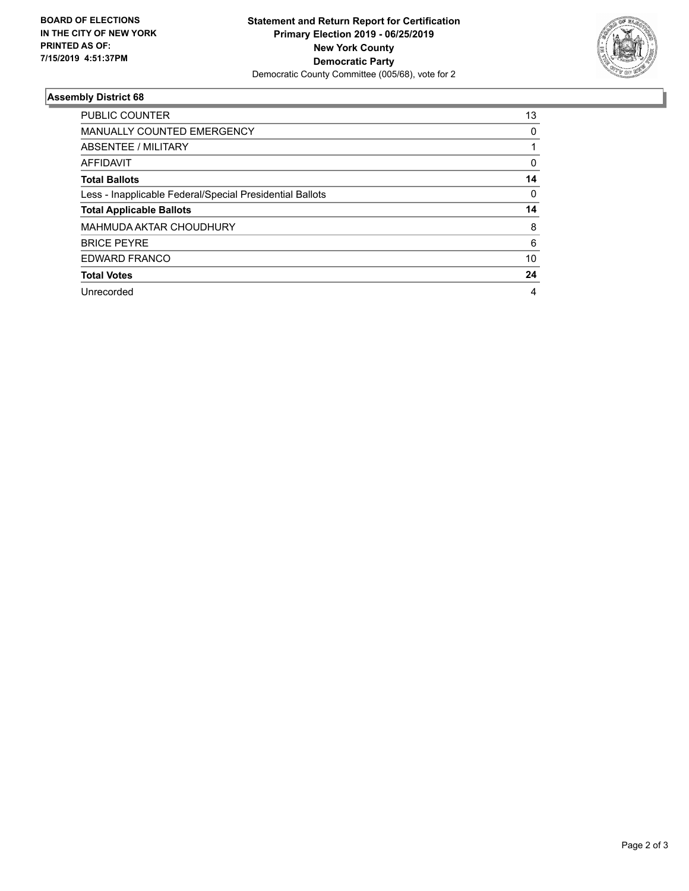**BOARD OF ELECTIONS IN THE CITY OF NEW YORK PRINTED AS OF: 7/15/2019 4:51:37PM**

**Statement and Return Report for Certification**
**Primary Election 2019 - 06/25/2019**
**New York County**
**Democratic Party**
Democratic County Committee (005/68), vote for 2

### Assembly District 68

| | |
|---|---|
| PUBLIC COUNTER | 13 |
| MANUALLY COUNTED EMERGENCY | 0 |
| ABSENTEE / MILITARY | 1 |
| AFFIDAVIT | 0 |
| **Total Ballots** | **14** |
| Less - Inapplicable Federal/Special Presidential Ballots | 0 |
| **Total Applicable Ballots** | **14** |
| MAHMUDA AKTAR CHOUDHURY | 8 |
| BRICE PEYRE | 6 |
| EDWARD FRANCO | 10 |
| **Total Votes** | **24** |
| Unrecorded | 4 |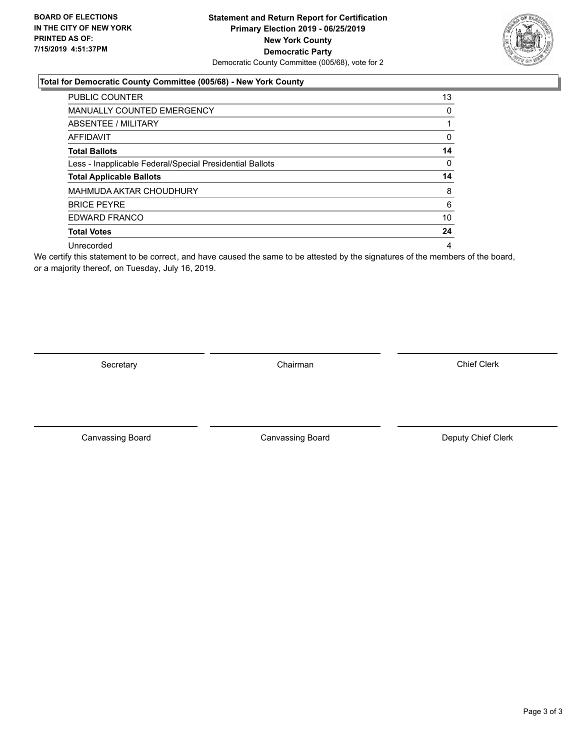**BOARD OF ELECTIONS**
**IN THE CITY OF NEW YORK**
**PRINTED AS OF:**
**7/15/2019 4:51:37PM**

**Statement and Return Report for Certification**
**Primary Election 2019 - 06/25/2019**
**New York County**
**Democratic Party**
Democratic County Committee (005/68), vote for 2

### Total for Democratic County Committee (005/68) - New York County

| | |
|---|---|
| PUBLIC COUNTER | 13 |
| MANUALLY COUNTED EMERGENCY | 0 |
| ABSENTEE / MILITARY | 1 |
| AFFIDAVIT | 0 |
| **Total Ballots** | **14** |
| Less - Inapplicable Federal/Special Presidential Ballots | 0 |
| **Total Applicable Ballots** | **14** |
| MAHMUDA AKTAR CHOUDHURY | 8 |
| BRICE PEYRE | 6 |
| EDWARD FRANCO | 10 |
| **Total Votes** | **24** |
| Unrecorded | 4 |

We certify this statement to be correct, and have caused the same to be attested by the signatures of the members of the board, or a majority thereof, on Tuesday, July 16, 2019.

Secretary

Chairman

Chief Clerk

Canvassing Board

Canvassing Board

Deputy Chief Clerk